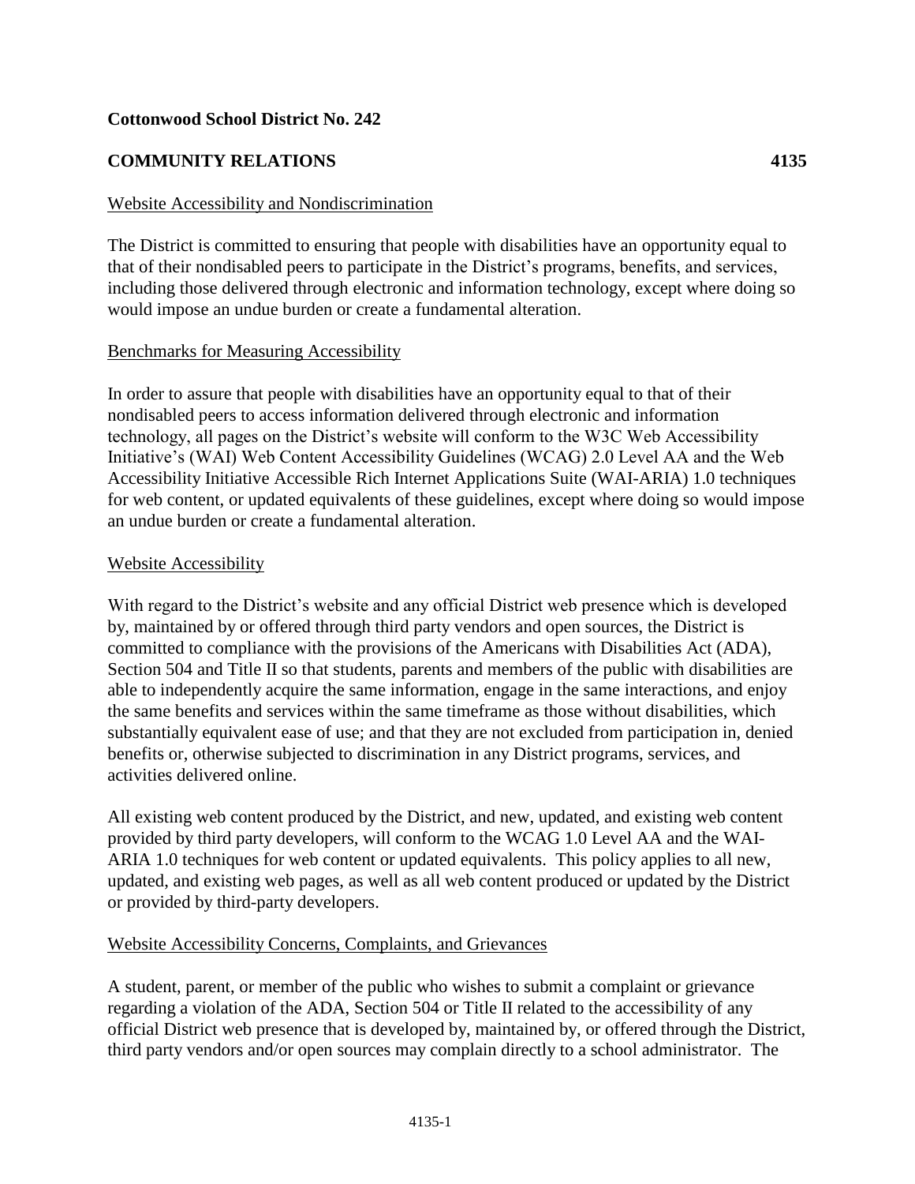**Cottonwood School District No. 242**

**COMMUNITY RELATIONS 4135**

Website Accessibility and Nondiscrimination

The District is committed to ensuring that people with disabilities have an opportunity equal to that of their nondisabled peers to participate in the District's programs, benefits, and services, including those delivered through electronic and information technology, except where doing so would impose an undue burden or create a fundamental alteration.

Benchmarks for Measuring Accessibility

In order to assure that people with disabilities have an opportunity equal to that of their nondisabled peers to access information delivered through electronic and information technology, all pages on the District's website will conform to the W3C Web Accessibility Initiative's (WAI) Web Content Accessibility Guidelines (WCAG) 2.0 Level AA and the Web Accessibility Initiative Accessible Rich Internet Applications Suite (WAI-ARIA) 1.0 techniques for web content, or updated equivalents of these guidelines, except where doing so would impose an undue burden or create a fundamental alteration.

Website Accessibility

With regard to the District's website and any official District web presence which is developed by, maintained by or offered through third party vendors and open sources, the District is committed to compliance with the provisions of the Americans with Disabilities Act (ADA), Section 504 and Title II so that students, parents and members of the public with disabilities are able to independently acquire the same information, engage in the same interactions, and enjoy the same benefits and services within the same timeframe as those without disabilities, which substantially equivalent ease of use; and that they are not excluded from participation in, denied benefits or, otherwise subjected to discrimination in any District programs, services, and activities delivered online.

All existing web content produced by the District, and new, updated, and existing web content provided by third party developers, will conform to the WCAG 1.0 Level AA and the WAI-ARIA 1.0 techniques for web content or updated equivalents. This policy applies to all new, updated, and existing web pages, as well as all web content produced or updated by the District or provided by third-party developers.

Website Accessibility Concerns, Complaints, and Grievances

A student, parent, or member of the public who wishes to submit a complaint or grievance regarding a violation of the ADA, Section 504 or Title II related to the accessibility of any official District web presence that is developed by, maintained by, or offered through the District, third party vendors and/or open sources may complain directly to a school administrator. The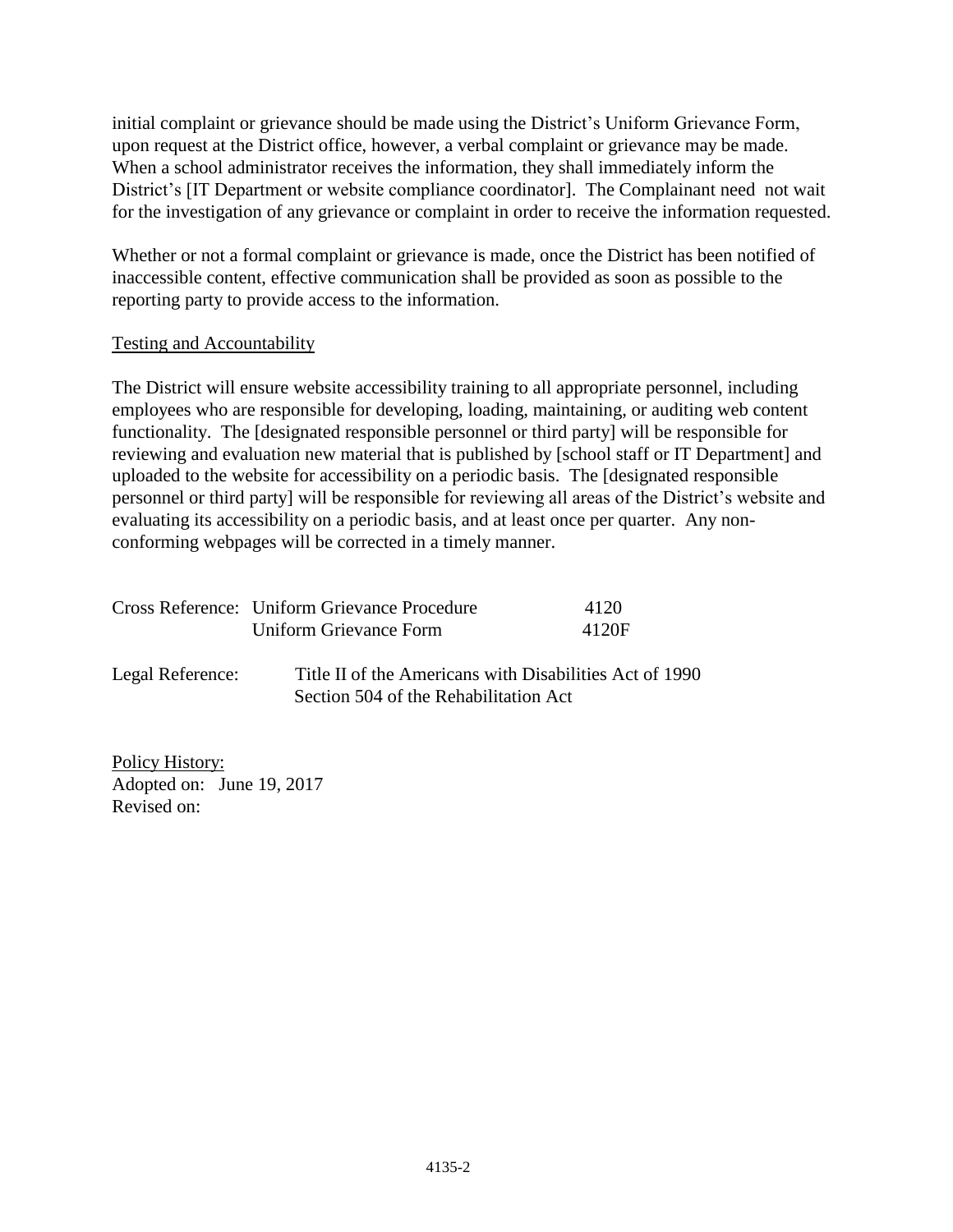initial complaint or grievance should be made using the District's Uniform Grievance Form, upon request at the District office, however, a verbal complaint or grievance may be made. When a school administrator receives the information, they shall immediately inform the District's [IT Department or website compliance coordinator]. The Complainant need not wait for the investigation of any grievance or complaint in order to receive the information requested.

Whether or not a formal complaint or grievance is made, once the District has been notified of inaccessible content, effective communication shall be provided as soon as possible to the reporting party to provide access to the information.

Testing and Accountability

The District will ensure website accessibility training to all appropriate personnel, including employees who are responsible for developing, loading, maintaining, or auditing web content functionality. The [designated responsible personnel or third party] will be responsible for reviewing and evaluation new material that is published by [school staff or IT Department] and uploaded to the website for accessibility on a periodic basis. The [designated responsible personnel or third party] will be responsible for reviewing all areas of the District's website and evaluating its accessibility on a periodic basis, and at least once per quarter. Any non-conforming webpages will be corrected in a timely manner.

| | | |
|---|---|---|
| Cross Reference: | Uniform Grievance Procedure | 4120 |
| | Uniform Grievance Form | 4120F |

Legal Reference: Title II of the Americans with Disabilities Act of 1990
Section 504 of the Rehabilitation Act

Policy History:
Adopted on: June 19, 2017
Revised on: